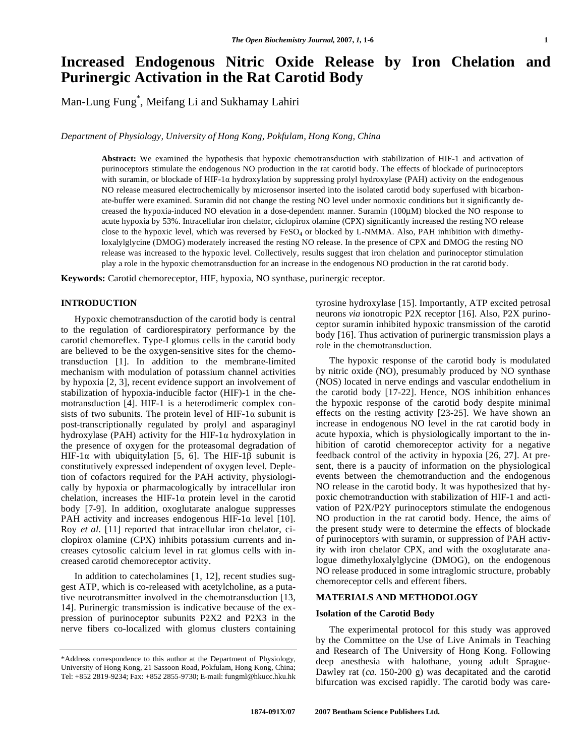# Increased Endogenous Nitric Oxide Release by Iron Chelation and Purinergic Activation in the Rat Carotid Body

Man-Lung Fung*, Meifang Li and Sukhamay Lahiri

*Department of Physiology, University of Hong Kong, Pokfulam, Hong Kong, China*

**Abstract:** We examined the hypothesis that hypoxic chemotransduction with stabilization of HIF-1 and activation of purinoceptors stimulate the endogenous NO production in the rat carotid body. The effects of blockade of purinoceptors with suramin, or blockade of HIF-1α hydroxylation by suppressing prolyl hydroxylase (PAH) activity on the endogenous NO release measured electrochemically by microsensor inserted into the isolated carotid body superfused with bicarbonate-buffer were examined. Suramin did not change the resting NO level under normoxic conditions but it significantly decreased the hypoxia-induced NO elevation in a dose-dependent manner. Suramin (100μM) blocked the NO response to acute hypoxia by 53%. Intracellular iron chelator, ciclopirox olamine (CPX) significantly increased the resting NO release close to the hypoxic level, which was reversed by $FeSO_4$ or blocked by L-NMMA. Also, PAH inhibition with dimethyloxalylglycine (DMOG) moderately increased the resting NO release. In the presence of CPX and DMOG the resting NO release was increased to the hypoxic level. Collectively, results suggest that iron chelation and purinoceptor stimulation play a role in the hypoxic chemotransduction for an increase in the endogenous NO production in the rat carotid body.

**Keywords:** Carotid chemoreceptor, HIF, hypoxia, NO synthase, purinergic receptor.

## INTRODUCTION

Hypoxic chemotransduction of the carotid body is central to the regulation of cardiorespiratory performance by the carotid chemoreflex. Type-I glomus cells in the carotid body are believed to be the oxygen-sensitive sites for the chemotransduction [1]. In addition to the membrane-limited mechanism with modulation of potassium channel activities by hypoxia [2, 3], recent evidence support an involvement of stabilization of hypoxia-inducible factor (HIF)-1 in the chemotransduction [4]. HIF-1 is a heterodimeric complex consists of two subunits. The protein level of HIF-1α subunit is post-transcriptionally regulated by prolyl and asparaginyl hydroxylase (PAH) activity for the HIF-1α hydroxylation in the presence of oxygen for the proteasomal degradation of HIF-1α with ubiquitylation [5, 6]. The HIF-1β subunit is constitutively expressed independent of oxygen level. Depletion of cofactors required for the PAH activity, physiologically by hypoxia or pharmacologically by intracellular iron chelation, increases the HIF-1α protein level in the carotid body [7-9]. In addition, oxoglutarate analogue suppresses PAH activity and increases endogenous HIF-1α level [10]. Roy *et al*. [11] reported that intracellular iron chelator, ciclopirox olamine (CPX) inhibits potassium currents and increases cytosolic calcium level in rat glomus cells with increased carotid chemoreceptor activity.

In addition to catecholamines [1, 12], recent studies suggest ATP, which is co-released with acetylcholine, as a putative neurotransmitter involved in the chemotransduction [13, 14]. Purinergic transmission is indicative because of the expression of purinoceptor subunits P2X2 and P2X3 in the nerve fibers co-localized with glomus clusters containing tyrosine hydroxylase [15]. Importantly, ATP excited petrosal neurons *via* ionotropic P2X receptor [16]. Also, P2X purinoceptor suramin inhibited hypoxic transmission of the carotid body [16]. Thus activation of purinergic transmission plays a role in the chemotransduction.

The hypoxic response of the carotid body is modulated by nitric oxide (NO), presumably produced by NO synthase (NOS) located in nerve endings and vascular endothelium in the carotid body [17-22]. Hence, NOS inhibition enhances the hypoxic response of the carotid body despite minimal effects on the resting activity [23-25]. We have shown an increase in endogenous NO level in the rat carotid body in acute hypoxia, which is physiologically important to the inhibition of carotid chemoreceptor activity for a negative feedback control of the activity in hypoxia [26, 27]. At present, there is a paucity of information on the physiological events between the chemotranduction and the endogenous NO release in the carotid body. It was hypothesized that hypoxic chemotranduction with stabilization of HIF-1 and activation of P2X/P2Y purinoceptors stimulate the endogenous NO production in the rat carotid body. Hence, the aims of the present study were to determine the effects of blockade of purinoceptors with suramin, or suppression of PAH activity with iron chelator CPX, and with the oxoglutarate analogue dimethyloxalylglycine (DMOG), on the endogenous NO release produced in some intraglomic structure, probably chemoreceptor cells and efferent fibers.

## MATERIALS AND METHODOLOGY

### Isolation of the Carotid Body

The experimental protocol for this study was approved by the Committee on the Use of Live Animals in Teaching and Research of The University of Hong Kong. Following deep anesthesia with halothane, young adult Sprague-Dawley rat (*ca*. 150-200 g) was decapitated and the carotid bifurcation was excised rapidly. The carotid body was care-

*Address correspondence to this author at the Department of Physiology, University of Hong Kong, 21 Sassoon Road, Pokfulam, Hong Kong, China; Tel: +852 2819-9234; Fax: +852 2855-9730; E-mail: fungml@hkucc.hku.hk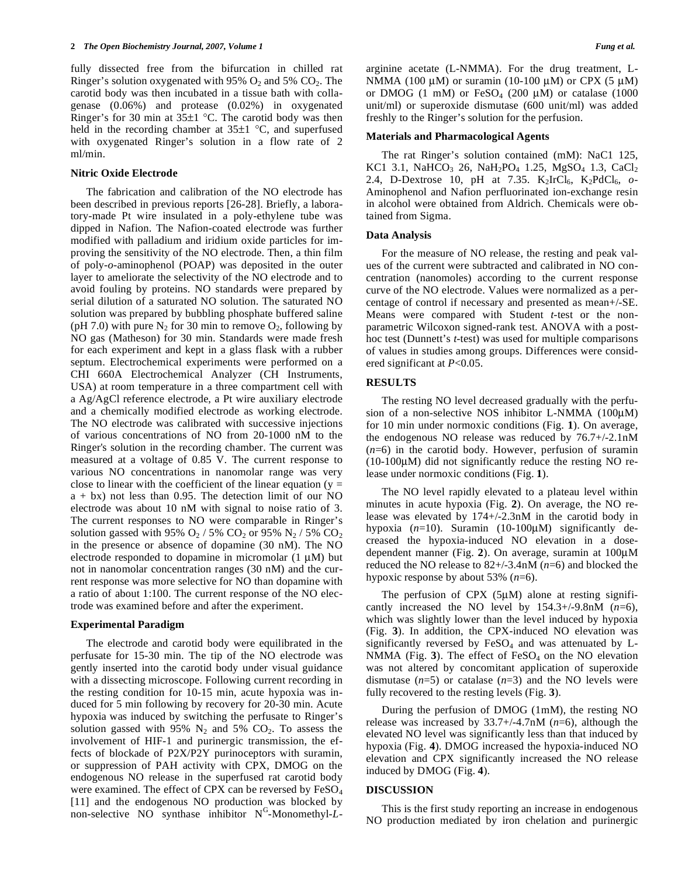fully dissected free from the bifurcation in chilled rat Ringer's solution oxygenated with 95% $O_2$ and 5% $CO_2$. The carotid body was then incubated in a tissue bath with collagenase (0.06%) and protease (0.02%) in oxygenated Ringer's for 30 min at 35±1 °C. The carotid body was then held in the recording chamber at 35±1 °C, and superfused with oxygenated Ringer's solution in a flow rate of 2 ml/min.

### Nitric Oxide Electrode

The fabrication and calibration of the NO electrode has been described in previous reports [26-28]. Briefly, a laboratory-made Pt wire insulated in a poly-ethylene tube was dipped in Nafion. The Nafion-coated electrode was further modified with palladium and iridium oxide particles for improving the sensitivity of the NO electrode. Then, a thin film of poly-*o*-aminophenol (POAP) was deposited in the outer layer to ameliorate the selectivity of the NO electrode and to avoid fouling by proteins. NO standards were prepared by serial dilution of a saturated NO solution. The saturated NO solution was prepared by bubbling phosphate buffered saline (pH 7.0) with pure $N_2$ for 30 min to remove $O_2$, following by NO gas (Matheson) for 30 min. Standards were made fresh for each experiment and kept in a glass flask with a rubber septum. Electrochemical experiments were performed on a CHI 660A Electrochemical Analyzer (CH Instruments, USA) at room temperature in a three compartment cell with a Ag/AgCl reference electrode, a Pt wire auxiliary electrode and a chemically modified electrode as working electrode. The NO electrode was calibrated with successive injections of various concentrations of NO from 20-1000 nM to the Ringer's solution in the recording chamber. The current was measured at a voltage of 0.85 V. The current response to various NO concentrations in nanomolar range was very close to linear with the coefficient of the linear equation ($y = a + bx$) not less than 0.95. The detection limit of our NO electrode was about 10 nM with signal to noise ratio of 3. The current responses to NO were comparable in Ringer's solution gassed with 95% $O_2$ / 5% $CO_2$ or 95% $N_2$ / 5% $CO_2$ in the presence or absence of dopamine (30 nM). The NO electrode responded to dopamine in micromolar (1 μM) but not in nanomolar concentration ranges (30 nM) and the current response was more selective for NO than dopamine with a ratio of about 1:100. The current response of the NO electrode was examined before and after the experiment.

### Experimental Paradigm

The electrode and carotid body were equilibrated in the perfusate for 15-30 min. The tip of the NO electrode was gently inserted into the carotid body under visual guidance with a dissecting microscope. Following current recording in the resting condition for 10-15 min, acute hypoxia was induced for 5 min following by recovery for 20-30 min. Acute hypoxia was induced by switching the perfusate to Ringer's solution gassed with 95% $N_2$ and 5% $CO_2$. To assess the involvement of HIF-1 and purinergic transmission, the effects of blockade of P2X/P2Y purinoceptors with suramin, or suppression of PAH activity with CPX, DMOG on the endogenous NO release in the superfused rat carotid body were examined. The effect of CPX can be reversed by $FeSO_4$ [11] and the endogenous NO production was blocked by non-selective NO synthase inhibitor N$^G$-Monomethyl-*L*-arginine acetate (L-NMMA). For the drug treatment, L-NMMA (100 μM) or suramin (10-100 μM) or CPX (5 μM) or DMOG (1 mM) or $FeSO_4$ (200 μM) or catalase (1000 unit/ml) or superoxide dismutase (600 unit/ml) was added freshly to the Ringer's solution for the perfusion.

### Materials and Pharmacological Agents

The rat Ringer's solution contained (mM): NaC1 125, KC1 3.1, $NaHCO_3$ 26, $NaH_2PO_4$ 1.25, $MgSO_4$ 1.3, $CaCl_2$ 2.4, D-Dextrose 10, pH at 7.35. $K_2IrCl_6$, $K_2PdCl_6$, *o*-Aminophenol and Nafion perfluorinated ion-exchange resin in alcohol were obtained from Aldrich. Chemicals were obtained from Sigma.

### Data Analysis

For the measure of NO release, the resting and peak values of the current were subtracted and calibrated in NO concentration (nanomoles) according to the current response curve of the NO electrode. Values were normalized as a percentage of control if necessary and presented as mean+/-SE. Means were compared with Student *t*-test or the non-parametric Wilcoxon signed-rank test. ANOVA with a post-hoc test (Dunnett's *t*-test) was used for multiple comparisons of values in studies among groups. Differences were considered significant at $P<0.05$.

## RESULTS

The resting NO level decreased gradually with the perfusion of a non-selective NOS inhibitor L-NMMA (100μM) for 10 min under normoxic conditions (Fig. **1**). On average, the endogenous NO release was reduced by 76.7+/-2.1nM ($n$=6) in the carotid body. However, perfusion of suramin (10-100μM) did not significantly reduce the resting NO release under normoxic conditions (Fig. **1**).

The NO level rapidly elevated to a plateau level within minutes in acute hypoxia (Fig. **2**). On average, the NO release was elevated by 174+/-2.3nM in the carotid body in hypoxia ($n$=10). Suramin (10-100μM) significantly decreased the hypoxia-induced NO elevation in a dose-dependent manner (Fig. **2**). On average, suramin at 100μM reduced the NO release to 82+/-3.4nM ($n$=6) and blocked the hypoxic response by about 53% ($n$=6).

The perfusion of CPX (5μM) alone at resting significantly increased the NO level by 154.3+/-9.8nM ($n$=6), which was slightly lower than the level induced by hypoxia (Fig. **3**). In addition, the CPX-induced NO elevation was significantly reversed by $FeSO_4$ and was attenuated by L-NMMA (Fig. **3**). The effect of $FeSO_4$ on the NO elevation was not altered by concomitant application of superoxide dismutase ($n$=5) or catalase ($n$=3) and the NO levels were fully recovered to the resting levels (Fig. **3**).

During the perfusion of DMOG (1mM), the resting NO release was increased by 33.7+/-4.7nM ($n$=6), although the elevated NO level was significantly less than that induced by hypoxia (Fig. **4**). DMOG increased the hypoxia-induced NO elevation and CPX significantly increased the NO release induced by DMOG (Fig. **4**).

## DISCUSSION

This is the first study reporting an increase in endogenous NO production mediated by iron chelation and purinergic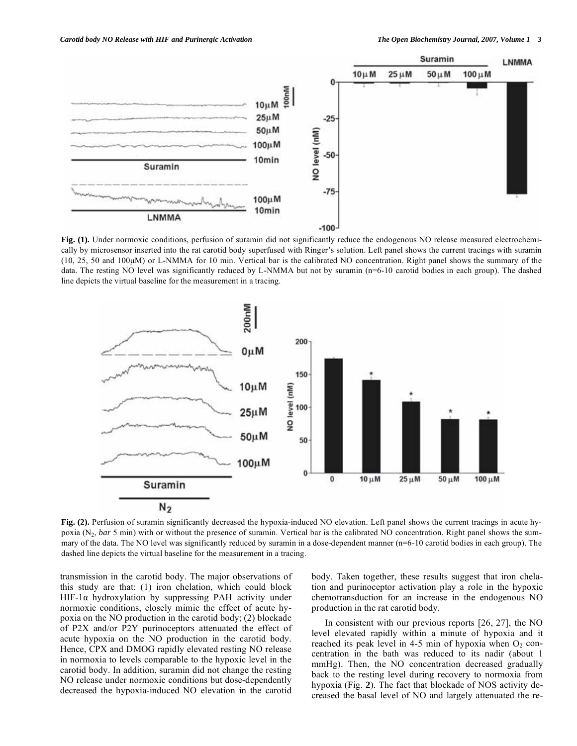**Fig. (1).** Under normoxic conditions, perfusion of suramin did not significantly reduce the endogenous NO release measured electrochemically by microsensor inserted into the rat carotid body superfused with Ringer's solution. Left panel shows the current tracings with suramin (10, 25, 50 and 100μM) or L-NMMA for 10 min. Vertical bar is the calibrated NO concentration. Right panel shows the summary of the data. The resting NO level was significantly reduced by L-NMMA but not by suramin (n=6-10 carotid bodies in each group). The dashed line depicts the virtual baseline for the measurement in a tracing.

**Fig. (2).** Perfusion of suramin significantly decreased the hypoxia-induced NO elevation. Left panel shows the current tracings in acute hypoxia ($N_2$, *bar* 5 min) with or without the presence of suramin. Vertical bar is the calibrated NO concentration. Right panel shows the summary of the data. The NO level was significantly reduced by suramin in a dose-dependent manner (n=6-10 carotid bodies in each group). The dashed line depicts the virtual baseline for the measurement in a tracing.

transmission in the carotid body. The major observations of this study are that: (1) iron chelation, which could block HIF-1α hydroxylation by suppressing PAH activity under normoxic conditions, closely mimic the effect of acute hypoxia on the NO production in the carotid body; (2) blockade of P2X and/or P2Y purinoceptors attenuated the effect of acute hypoxia on the NO production in the carotid body. Hence, CPX and DMOG rapidly elevated resting NO release in normoxia to levels comparable to the hypoxic level in the carotid body. In addition, suramin did not change the resting NO release under normoxic conditions but dose-dependently decreased the hypoxia-induced NO elevation in the carotid body. Taken together, these results suggest that iron chelation and purinoceptor activation play a role in the hypoxic chemotransduction for an increase in the endogenous NO production in the rat carotid body.

In consistent with our previous reports [26, 27], the NO level elevated rapidly within a minute of hypoxia and it reached its peak level in 4-5 min of hypoxia when $O_2$ concentration in the bath was reduced to its nadir (about 1 mmHg). Then, the NO concentration decreased gradually back to the resting level during recovery to normoxia from hypoxia (Fig. **2**). The fact that blockade of NOS activity decreased the basal level of NO and largely attenuated the re-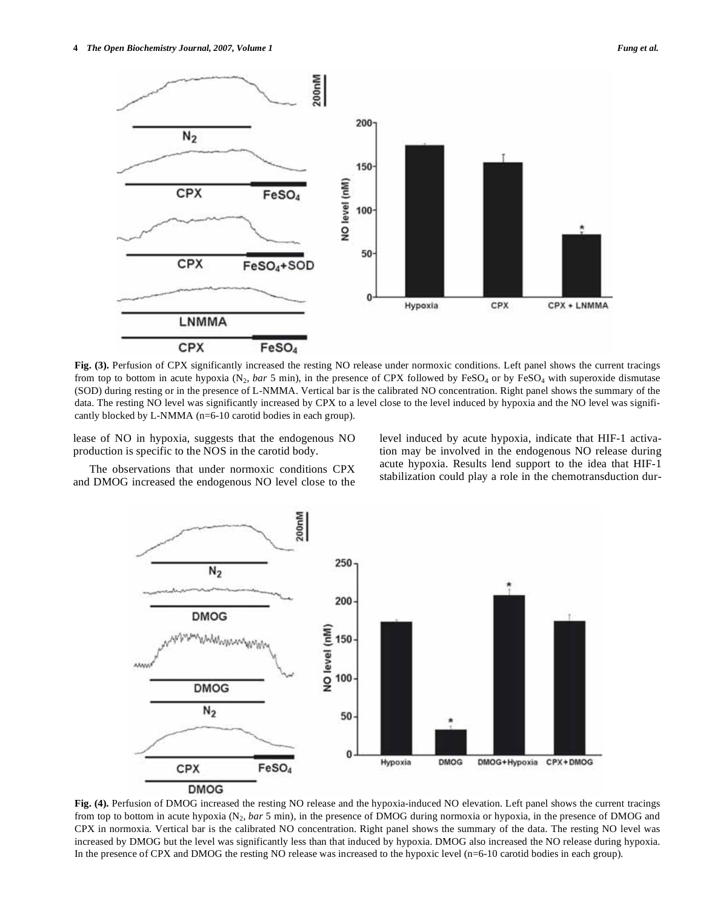**Fig. (3).** Perfusion of CPX significantly increased the resting NO release under normoxic conditions. Left panel shows the current tracings from top to bottom in acute hypoxia ($N_2$, *bar* 5 min), in the presence of CPX followed by $FeSO_4$ or by $FeSO_4$ with superoxide dismutase (SOD) during resting or in the presence of L-NMMA. Vertical bar is the calibrated NO concentration. Right panel shows the summary of the data. The resting NO level was significantly increased by CPX to a level close to the level induced by hypoxia and the NO level was significantly blocked by L-NMMA (n=6-10 carotid bodies in each group).

lease of NO in hypoxia, suggests that the endogenous NO production is specific to the NOS in the carotid body.

The observations that under normoxic conditions CPX and DMOG increased the endogenous NO level close to the level induced by acute hypoxia, indicate that HIF-1 activation may be involved in the endogenous NO release during acute hypoxia. Results lend support to the idea that HIF-1 stabilization could play a role in the chemotransduction dur-

**Fig. (4).** Perfusion of DMOG increased the resting NO release and the hypoxia-induced NO elevation. Left panel shows the current tracings from top to bottom in acute hypoxia ($N_2$, *bar* 5 min), in the presence of DMOG during normoxia or hypoxia, in the presence of DMOG and CPX in normoxia. Vertical bar is the calibrated NO concentration. Right panel shows the summary of the data. The resting NO level was increased by DMOG but the level was significantly less than that induced by hypoxia. DMOG also increased the NO release during hypoxia. In the presence of CPX and DMOG the resting NO release was increased to the hypoxic level (n=6-10 carotid bodies in each group).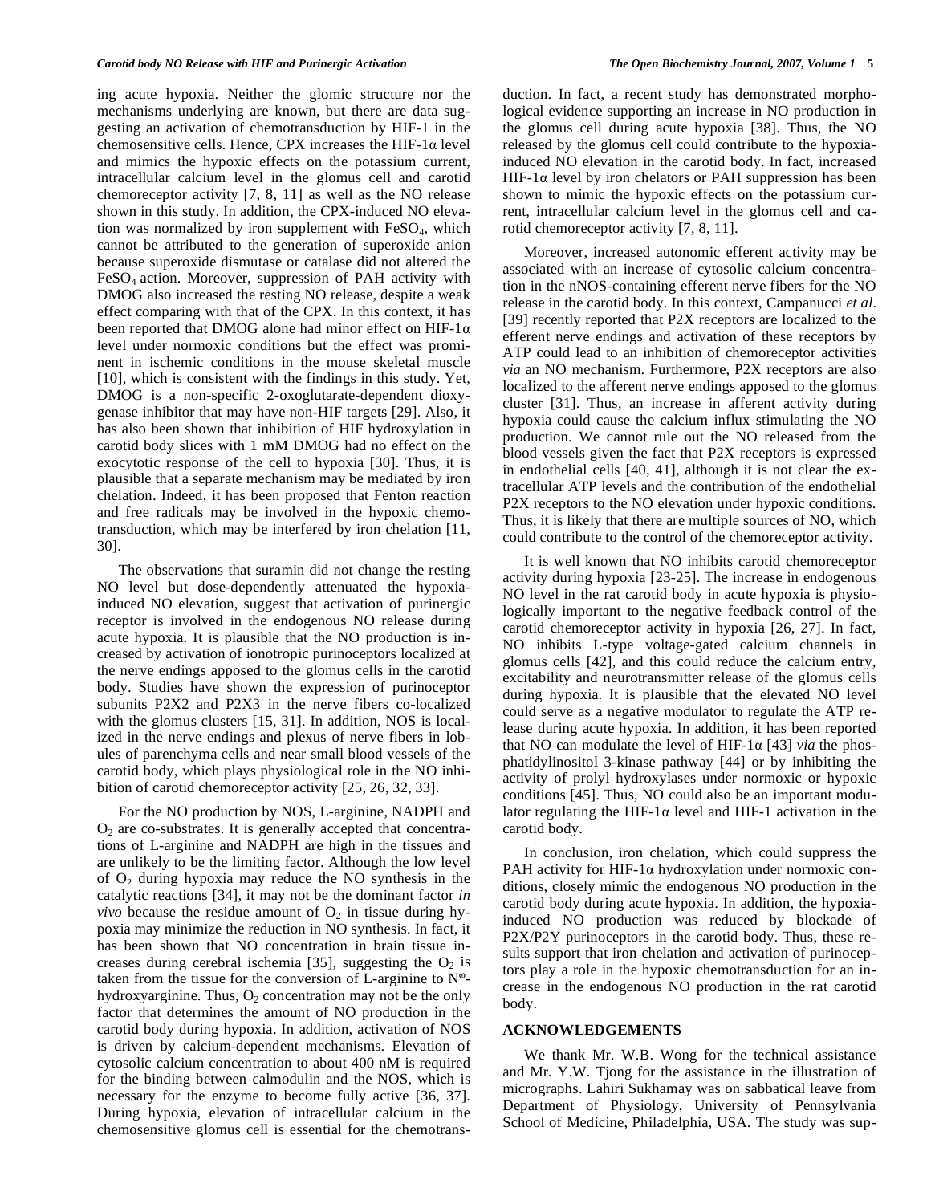ing acute hypoxia. Neither the glomic structure nor the mechanisms underlying are known, but there are data suggesting an activation of chemotransduction by HIF-1 in the chemosensitive cells. Hence, CPX increases the HIF-1α level and mimics the hypoxic effects on the potassium current, intracellular calcium level in the glomus cell and carotid chemoreceptor activity [7, 8, 11] as well as the NO release shown in this study. In addition, the CPX-induced NO elevation was normalized by iron supplement with $FeSO_4$, which cannot be attributed to the generation of superoxide anion because superoxide dismutase or catalase did not altered the $FeSO_4$ action. Moreover, suppression of PAH activity with DMOG also increased the resting NO release, despite a weak effect comparing with that of the CPX. In this context, it has been reported that DMOG alone had minor effect on HIF-1α level under normoxic conditions but the effect was prominent in ischemic conditions in the mouse skeletal muscle [10], which is consistent with the findings in this study. Yet, DMOG is a non-specific 2-oxoglutarate-dependent dioxygenase inhibitor that may have non-HIF targets [29]. Also, it has also been shown that inhibition of HIF hydroxylation in carotid body slices with 1 mM DMOG had no effect on the exocytotic response of the cell to hypoxia [30]. Thus, it is plausible that a separate mechanism may be mediated by iron chelation. Indeed, it has been proposed that Fenton reaction and free radicals may be involved in the hypoxic chemotransduction, which may be interfered by iron chelation [11, 30].

The observations that suramin did not change the resting NO level but dose-dependently attenuated the hypoxia-induced NO elevation, suggest that activation of purinergic receptor is involved in the endogenous NO release during acute hypoxia. It is plausible that the NO production is increased by activation of ionotropic purinoceptors localized at the nerve endings apposed to the glomus cells in the carotid body. Studies have shown the expression of purinoceptor subunits P2X2 and P2X3 in the nerve fibers co-localized with the glomus clusters [15, 31]. In addition, NOS is localized in the nerve endings and plexus of nerve fibers in lobules of parenchyma cells and near small blood vessels of the carotid body, which plays physiological role in the NO inhibition of carotid chemoreceptor activity [25, 26, 32, 33].

For the NO production by NOS, L-arginine, NADPH and $O_2$ are co-substrates. It is generally accepted that concentrations of L-arginine and NADPH are high in the tissues and are unlikely to be the limiting factor. Although the low level of $O_2$ during hypoxia may reduce the NO synthesis in the catalytic reactions [34], it may not be the dominant factor *in vivo* because the residue amount of $O_2$ in tissue during hypoxia may minimize the reduction in NO synthesis. In fact, it has been shown that NO concentration in brain tissue increases during cerebral ischemia [35], suggesting the $O_2$ is taken from the tissue for the conversion of L-arginine to $N^{\omega}$-hydroxyarginine. Thus, $O_2$ concentration may not be the only factor that determines the amount of NO production in the carotid body during hypoxia. In addition, activation of NOS is driven by calcium-dependent mechanisms. Elevation of cytosolic calcium concentration to about 400 nM is required for the binding between calmodulin and the NOS, which is necessary for the enzyme to become fully active [36, 37]. During hypoxia, elevation of intracellular calcium in the chemosensitive glomus cell is essential for the chemotransduction. In fact, a recent study has demonstrated morphological evidence supporting an increase in NO production in the glomus cell during acute hypoxia [38]. Thus, the NO released by the glomus cell could contribute to the hypoxia-induced NO elevation in the carotid body. In fact, increased HIF-1α level by iron chelators or PAH suppression has been shown to mimic the hypoxic effects on the potassium current, intracellular calcium level in the glomus cell and carotid chemoreceptor activity [7, 8, 11].

Moreover, increased autonomic efferent activity may be associated with an increase of cytosolic calcium concentration in the nNOS-containing efferent nerve fibers for the NO release in the carotid body. In this context, Campanucci *et al*. [39] recently reported that P2X receptors are localized to the efferent nerve endings and activation of these receptors by ATP could lead to an inhibition of chemoreceptor activities *via* an NO mechanism. Furthermore, P2X receptors are also localized to the afferent nerve endings apposed to the glomus cluster [31]. Thus, an increase in afferent activity during hypoxia could cause the calcium influx stimulating the NO production. We cannot rule out the NO released from the blood vessels given the fact that P2X receptors is expressed in endothelial cells [40, 41], although it is not clear the extracellular ATP levels and the contribution of the endothelial P2X receptors to the NO elevation under hypoxic conditions. Thus, it is likely that there are multiple sources of NO, which could contribute to the control of the chemoreceptor activity.

It is well known that NO inhibits carotid chemoreceptor activity during hypoxia [23-25]. The increase in endogenous NO level in the rat carotid body in acute hypoxia is physiologically important to the negative feedback control of the carotid chemoreceptor activity in hypoxia [26, 27]. In fact, NO inhibits L-type voltage-gated calcium channels in glomus cells [42], and this could reduce the calcium entry, excitability and neurotransmitter release of the glomus cells during hypoxia. It is plausible that the elevated NO level could serve as a negative modulator to regulate the ATP release during acute hypoxia. In addition, it has been reported that NO can modulate the level of HIF-1α [43] *via* the phosphatidylinositol 3-kinase pathway [44] or by inhibiting the activity of prolyl hydroxylases under normoxic or hypoxic conditions [45]. Thus, NO could also be an important modulator regulating the HIF-1α level and HIF-1 activation in the carotid body.

In conclusion, iron chelation, which could suppress the PAH activity for HIF-1α hydroxylation under normoxic conditions, closely mimic the endogenous NO production in the carotid body during acute hypoxia. In addition, the hypoxia-induced NO production was reduced by blockade of P2X/P2Y purinoceptors in the carotid body. Thus, these results support that iron chelation and activation of purinoceptors play a role in the hypoxic chemotransduction for an increase in the endogenous NO production in the rat carotid body.

## ACKNOWLEDGEMENTS

We thank Mr. W.B. Wong for the technical assistance and Mr. Y.W. Tjong for the assistance in the illustration of micrographs. Lahiri Sukhamay was on sabbatical leave from Department of Physiology, University of Pennsylvania School of Medicine, Philadelphia, USA. The study was sup-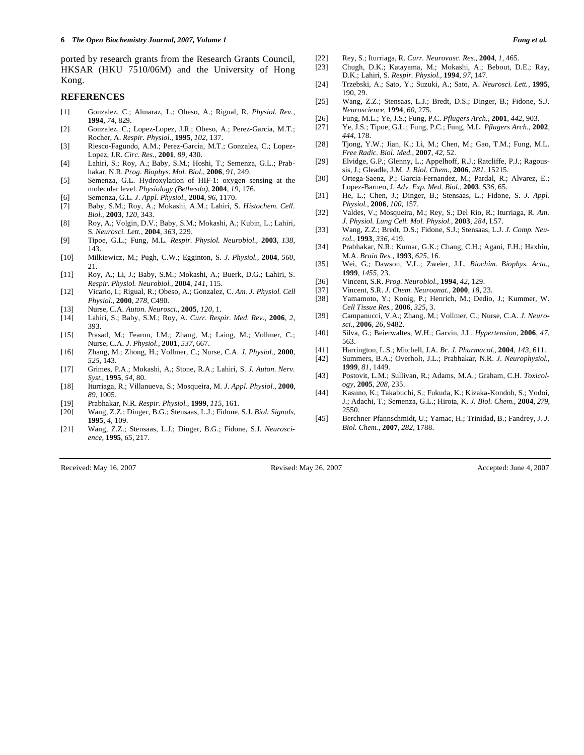ported by research grants from the Research Grants Council, HKSAR (HKU 7510/06M) and the University of Hong Kong.

## REFERENCES

[1] Gonzalez, C.; Almaraz, L.; Obeso, A.; Rigual, R. *Physiol. Rev.*, **1994**, *74*, 829.

[2] Gonzalez, C.; Lopez-Lopez, J.R.; Obeso, A.; Perez-Garcia, M.T.; Rocher, A. *Respir. Physiol.*, **1995**, *102*, 137.

[3] Riesco-Fagundo, A.M.; Perez-Garcia, M.T.; Gonzalez, C.; Lopez-Lopez, J.R. *Circ. Res.*, **2001**, *89*, 430.

[4] Lahiri, S.; Roy, A.; Baby, S.M.; Hoshi, T.; Semenza, G.L.; Prabhakar, N.R. *Prog. Biophys. Mol. Biol.*, **2006**, *91*, 249.

[5] Semenza, G.L. Hydroxylation of HIF-1: oxygen sensing at the molecular level. *Physiology (Bethesda)*, **2004**, *19*, 176.

[6] Semenza, G.L. *J. Appl. Physiol.*, **2004**, *96*, 1170.

[7] Baby, S.M.; Roy, A.; Mokashi, A.M.; Lahiri, S. *Histochem. Cell. Biol.*, **2003**, *120*, 343.

[8] Roy, A.; Volgin, D.V.; Baby, S.M.; Mokashi, A.; Kubin, L.; Lahiri, S. *Neurosci. Lett.*, **2004**, *363*, 229.

[9] Tipoe, G.L.; Fung, M.L. *Respir. Physiol. Neurobiol.*, **2003**, *138*, 143.

[10] Milkiewicz, M.; Pugh, C.W.; Egginton, S. *J. Physiol.*, **2004**, *560*, 21.

[11] Roy, A.; Li, J.; Baby, S.M.; Mokashi, A.; Buerk, D.G.; Lahiri, S. *Respir. Physiol. Neurobiol.*, **2004**, *141*, 115.

[12] Vicario, I.; Rigual, R.; Obeso, A.; Gonzalez, C. *Am. J. Physiol. Cell Physiol.*, **2000**, *278*, C490.

[13] Nurse, C.A. *Auton. Neurosci.*, **2005**, *120*, 1.

[14] Lahiri, S.; Baby, S.M.; Roy, A. *Curr. Respir. Med. Rev.*, **2006**, *2*, 393.

[15] Prasad, M.; Fearon, I.M.; Zhang, M.; Laing, M.; Vollmer, C.; Nurse, C.A. *J. Physiol.*, **2001**, *537*, 667.

[16] Zhang, M.; Zhong, H.; Vollmer, C.; Nurse, C.A. *J. Physiol.*, **2000**, *525*, 143.

[17] Grimes, P.A.; Mokashi, A.; Stone, R.A.; Lahiri, S. *J. Auton. Nerv. Syst.*, **1995**, *54*, 80.

[18] Iturriaga, R.; Villanueva, S.; Mosqueira, M. *J. Appl. Physiol.*, **2000**, *89*, 1005.

[19] Prabhakar, N.R. *Respir. Physiol.*, **1999**, *115*, 161.

[20] Wang, Z.Z.; Dinger, B.G.; Stensaas, L.J.; Fidone, S.J. *Biol. Signals*, **1995**, *4*, 109.

[21] Wang, Z.Z.; Stensaas, L.J.; Dinger, B.G.; Fidone, S.J. *Neuroscience*, **1995**, *65*, 217.

[22] Rey, S.; Iturriaga, R. *Curr. Neurovasc. Res.*, **2004**, *1*, 465.

[23] Chugh, D.K.; Katayama, M.; Mokashi, A.; Bebout, D.E.; Ray, D.K.; Lahiri, S. *Respir. Physiol.*, **1994**, *97*, 147.

[24] Trzebski, A.; Sato, Y.; Suzuki, A.; Sato, A. *Neurosci. Lett.*, **1995**, 190, 29.

[25] Wang, Z.Z.; Stensaas, L.J.; Bredt, D.S.; Dinger, B.; Fidone, S.J. *Neuroscience*, **1994**, *60*, 275.

[26] Fung, M.L.; Ye, J.S.; Fung, P.C. *Pflugers Arch.*, **2001**, *442*, 903.

[27] Ye, J.S.; Tipoe, G.L.; Fung, P.C.; Fung, M.L. *Pflugers Arch.*, **2002**, *444*, 178.

[28] Tjong, Y.W.; Jian, K.; Li, M.; Chen, M.; Gao, T.M.; Fung, M.L. *Free Radic. Biol. Med.*, **2007**, *42*, 52.

[29] Elvidge, G.P.; Glenny, L.; Appelhoff, R.J.; Ratcliffe, P.J.; Ragoussis, J.; Gleadle, J.M. *J. Biol. Chem.*, **2006**, *281*, 15215.

[30] Ortega-Saenz, P.; Garcia-Fernandez, M.; Pardal, R.; Alvarez, E.; Lopez-Barneo, J. *Adv. Exp. Med. Biol.*, **2003**, *536*, 65.

[31] He, L.; Chen, J.; Dinger, B.; Stensaas, L.; Fidone, S. *J. Appl. Physiol.*, **2006**, *100*, 157.

[32] Valdes, V.; Mosqueira, M.; Rey, S.; Del Rio, R.; Iturriaga, R. *Am. J. Physiol. Lung Cell. Mol. Physiol.*, **2003**, *284*, L57.

[33] Wang, Z.Z.; Bredt, D.S.; Fidone, S.J.; Stensaas, L.J. *J. Comp. Neurol.*, **1993**, *336*, 419.

[34] Prabhakar, N.R.; Kumar, G.K.; Chang, C.H.; Agani, F.H.; Haxhiu, M.A. *Brain Res.*, **1993**, *625*, 16.

[35] Wei, G.; Dawson, V.L.; Zweier, J.L. *Biochim. Biophys. Acta.*, **1999**, *1455*, 23.

[36] Vincent, S.R. *Prog. Neurobiol.*, **1994**, *42*, 129.

[37] Vincent, S.R. *J. Chem. Neuroanat.*, **2000**, *18*, 23.

[38] Yamamoto, Y.; Konig, P.; Henrich, M.; Dedio, J.; Kummer, W. *Cell Tissue Res.*, **2006**, *325*, 3.

[39] Campanucci, V.A.; Zhang, M.; Vollmer, C.; Nurse, C.A. *J. Neurosci.*, **2006**, *26*, 9482.

[40] Silva, G.; Beierwaltes, W.H.; Garvin, J.L. *Hypertension*, **2006**, *47*, 563.

[41] Harrington, L.S.; Mitchell, J.A. *Br. J. Pharmacol.*, **2004**, *143*, 611.

[42] Summers, B.A.; Overholt, J.L.; Prabhakar, N.R. *J. Neurophysiol.*, **1999**, *81*, 1449.

[43] Postovit, L.M.; Sullivan, R.; Adams, M.A.; Graham, C.H. *Toxicology*, **2005**, *208*, 235.

[44] Kasuno, K.; Takabuchi, S.; Fukuda, K.; Kizaka-Kondoh, S.; Yodoi, J.; Adachi, T.; Semenza, G.L.; Hirota, K. *J. Biol. Chem.*, **2004**, *279*, 2550.

[45] Berchner-Pfannschmidt, U.; Yamac, H.; Trinidad, B.; Fandrey, J. *J. Biol. Chem.*, **2007**, *282*, 1788.

Received: May 16, 2007 Revised: May 26, 2007 Accepted: June 4, 2007